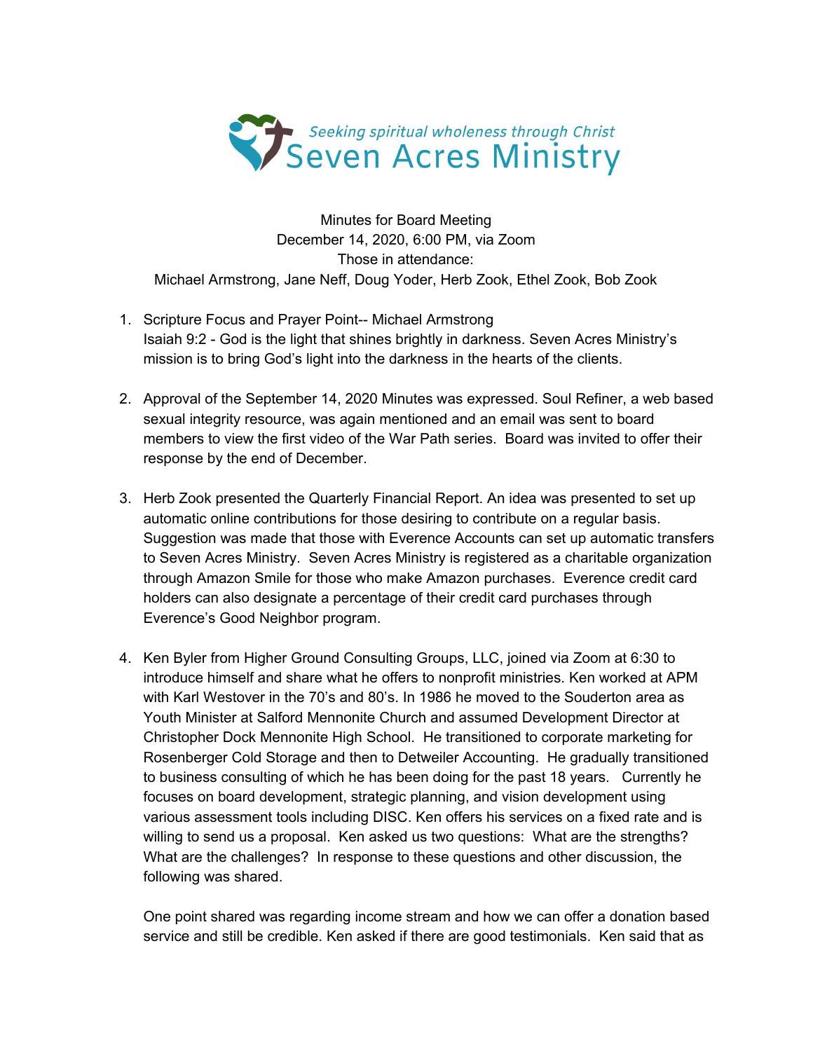*Seeking spiritual wholeness through Christ*

# Seven Acres Ministry

Minutes for Board Meeting
December 14, 2020, 6:00 PM, via Zoom
Those in attendance:
Michael Armstrong, Jane Neff, Doug Yoder, Herb Zook, Ethel Zook, Bob Zook

1. Scripture Focus and Prayer Point-- Michael Armstrong
   Isaiah 9:2 - God is the light that shines brightly in darkness. Seven Acres Ministry's mission is to bring God's light into the darkness in the hearts of the clients.

2. Approval of the September 14, 2020 Minutes was expressed. Soul Refiner, a web based sexual integrity resource, was again mentioned and an email was sent to board members to view the first video of the War Path series. Board was invited to offer their response by the end of December.

3. Herb Zook presented the Quarterly Financial Report. An idea was presented to set up automatic online contributions for those desiring to contribute on a regular basis. Suggestion was made that those with Everence Accounts can set up automatic transfers to Seven Acres Ministry. Seven Acres Ministry is registered as a charitable organization through Amazon Smile for those who make Amazon purchases. Everence credit card holders can also designate a percentage of their credit card purchases through Everence's Good Neighbor program.

4. Ken Byler from Higher Ground Consulting Groups, LLC, joined via Zoom at 6:30 to introduce himself and share what he offers to nonprofit ministries. Ken worked at APM with Karl Westover in the 70's and 80's. In 1986 he moved to the Souderton area as Youth Minister at Salford Mennonite Church and assumed Development Director at Christopher Dock Mennonite High School. He transitioned to corporate marketing for Rosenberger Cold Storage and then to Detweiler Accounting. He gradually transitioned to business consulting of which he has been doing for the past 18 years. Currently he focuses on board development, strategic planning, and vision development using various assessment tools including DISC. Ken offers his services on a fixed rate and is willing to send us a proposal. Ken asked us two questions: What are the strengths? What are the challenges? In response to these questions and other discussion, the following was shared.

   One point shared was regarding income stream and how we can offer a donation based service and still be credible. Ken asked if there are good testimonials. Ken said that as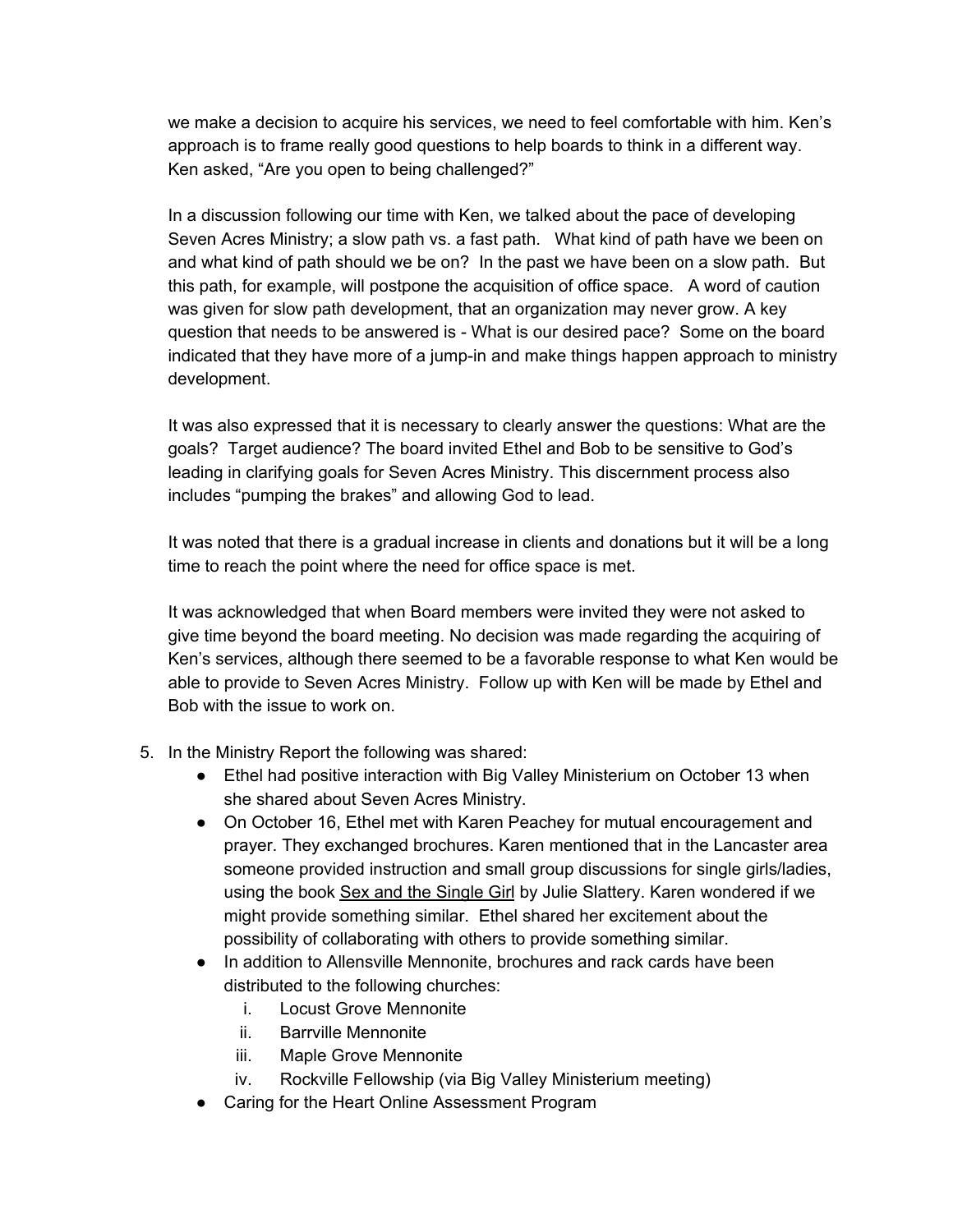we make a decision to acquire his services, we need to feel comfortable with him. Ken's approach is to frame really good questions to help boards to think in a different way. Ken asked, "Are you open to being challenged?"

In a discussion following our time with Ken, we talked about the pace of developing Seven Acres Ministry; a slow path vs. a fast path. What kind of path have we been on and what kind of path should we be on? In the past we have been on a slow path. But this path, for example, will postpone the acquisition of office space. A word of caution was given for slow path development, that an organization may never grow. A key question that needs to be answered is - What is our desired pace? Some on the board indicated that they have more of a jump-in and make things happen approach to ministry development.

It was also expressed that it is necessary to clearly answer the questions: What are the goals? Target audience? The board invited Ethel and Bob to be sensitive to God's leading in clarifying goals for Seven Acres Ministry. This discernment process also includes "pumping the brakes" and allowing God to lead.

It was noted that there is a gradual increase in clients and donations but it will be a long time to reach the point where the need for office space is met.

It was acknowledged that when Board members were invited they were not asked to give time beyond the board meeting. No decision was made regarding the acquiring of Ken's services, although there seemed to be a favorable response to what Ken would be able to provide to Seven Acres Ministry. Follow up with Ken will be made by Ethel and Bob with the issue to work on.

5. In the Ministry Report the following was shared:
   - Ethel had positive interaction with Big Valley Ministerium on October 13 when she shared about Seven Acres Ministry.
   - On October 16, Ethel met with Karen Peachey for mutual encouragement and prayer. They exchanged brochures. Karen mentioned that in the Lancaster area someone provided instruction and small group discussions for single girls/ladies, using the book <u>Sex and the Single Girl</u> by Julie Slattery. Karen wondered if we might provide something similar. Ethel shared her excitement about the possibility of collaborating with others to provide something similar.
   - In addition to Allensville Mennonite, brochures and rack cards have been distributed to the following churches:
     i. Locust Grove Mennonite
     ii. Barrville Mennonite
     iii. Maple Grove Mennonite
     iv. Rockville Fellowship (via Big Valley Ministerium meeting)
   - Caring for the Heart Online Assessment Program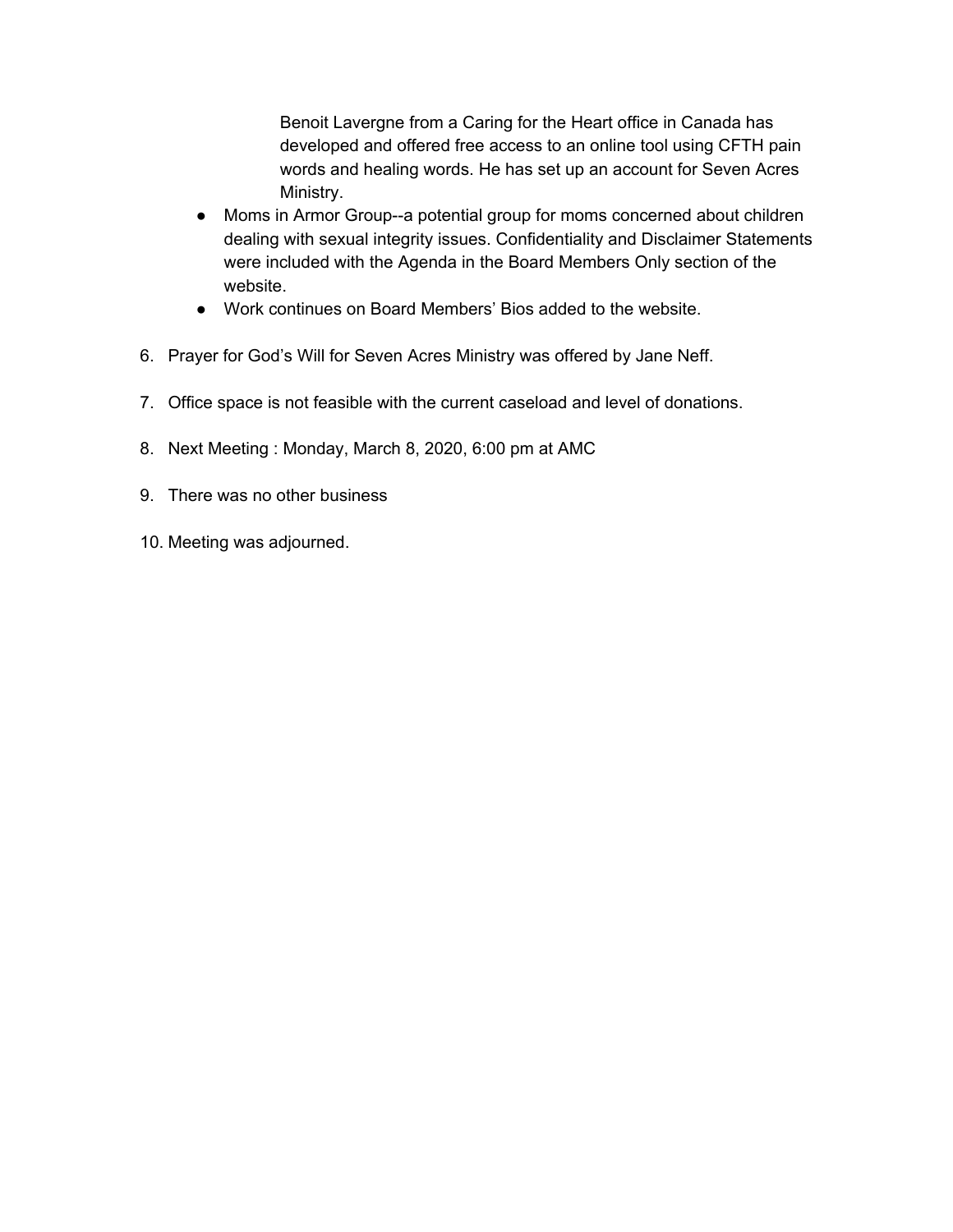Benoit Lavergne from a Caring for the Heart office in Canada has developed and offered free access to an online tool using CFTH pain words and healing words. He has set up an account for Seven Acres Ministry.

- Moms in Armor Group--a potential group for moms concerned about children dealing with sexual integrity issues. Confidentiality and Disclaimer Statements were included with the Agenda in the Board Members Only section of the website.
- Work continues on Board Members' Bios added to the website.

6. Prayer for God's Will for Seven Acres Ministry was offered by Jane Neff.

7. Office space is not feasible with the current caseload and level of donations.

8. Next Meeting : Monday, March 8, 2020, 6:00 pm at AMC

9. There was no other business

10. Meeting was adjourned.